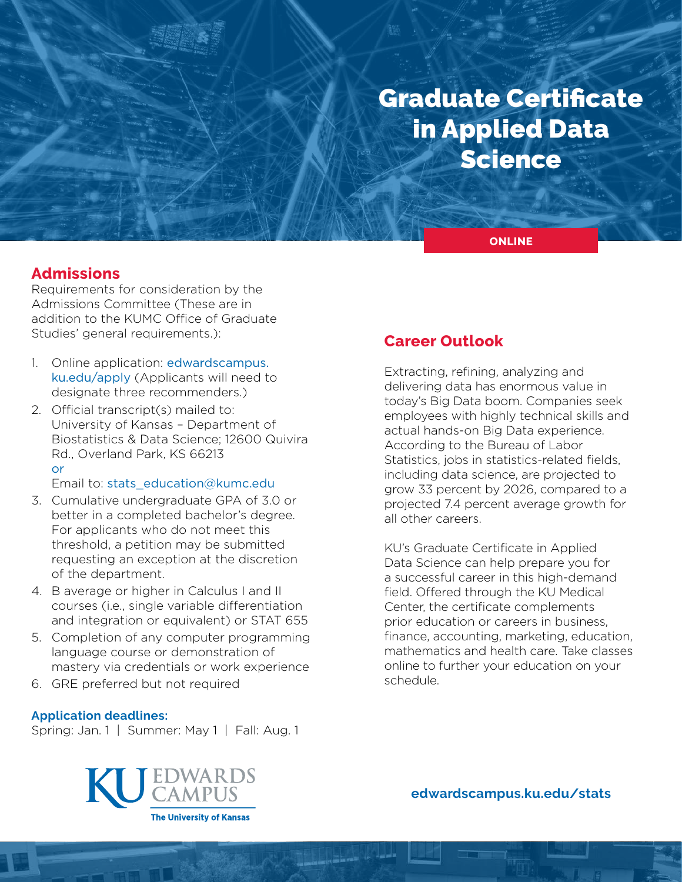# Graduate Certificate in Applied Data Science

**ONLINE**

## Admissions

Requirements for consideration by the Admissions Committee (These are in addition to the KUMC Office of Graduate Studies' general requirements.):

1. Online application: edwardscampus.ku.edu/apply (Applicants will need to designate three recommenders.)
2. Official transcript(s) mailed to: University of Kansas – Department of Biostatistics & Data Science; 12600 Quivira Rd., Overland Park, KS 66213
   or
   Email to: stats_education@kumc.edu
3. Cumulative undergraduate GPA of 3.0 or better in a completed bachelor's degree. For applicants who do not meet this threshold, a petition may be submitted requesting an exception at the discretion of the department.
4. B average or higher in Calculus I and II courses (i.e., single variable differentiation and integration or equivalent) or STAT 655
5. Completion of any computer programming language course or demonstration of mastery via credentials or work experience
6. GRE preferred but not required

**Application deadlines:**

Spring: Jan. 1 | Summer: May 1 | Fall: Aug. 1

## Career Outlook

Extracting, refining, analyzing and delivering data has enormous value in today's Big Data boom. Companies seek employees with highly technical skills and actual hands-on Big Data experience. According to the Bureau of Labor Statistics, jobs in statistics-related fields, including data science, are projected to grow 33 percent by 2026, compared to a projected 7.4 percent average growth for all other careers.

KU's Graduate Certificate in Applied Data Science can help prepare you for a successful career in this high-demand field. Offered through the KU Medical Center, the certificate complements prior education or careers in business, finance, accounting, marketing, education, mathematics and health care. Take classes online to further your education on your schedule.

KU EDWARDS CAMPUS
The University of Kansas

**edwardscampus.ku.edu/stats**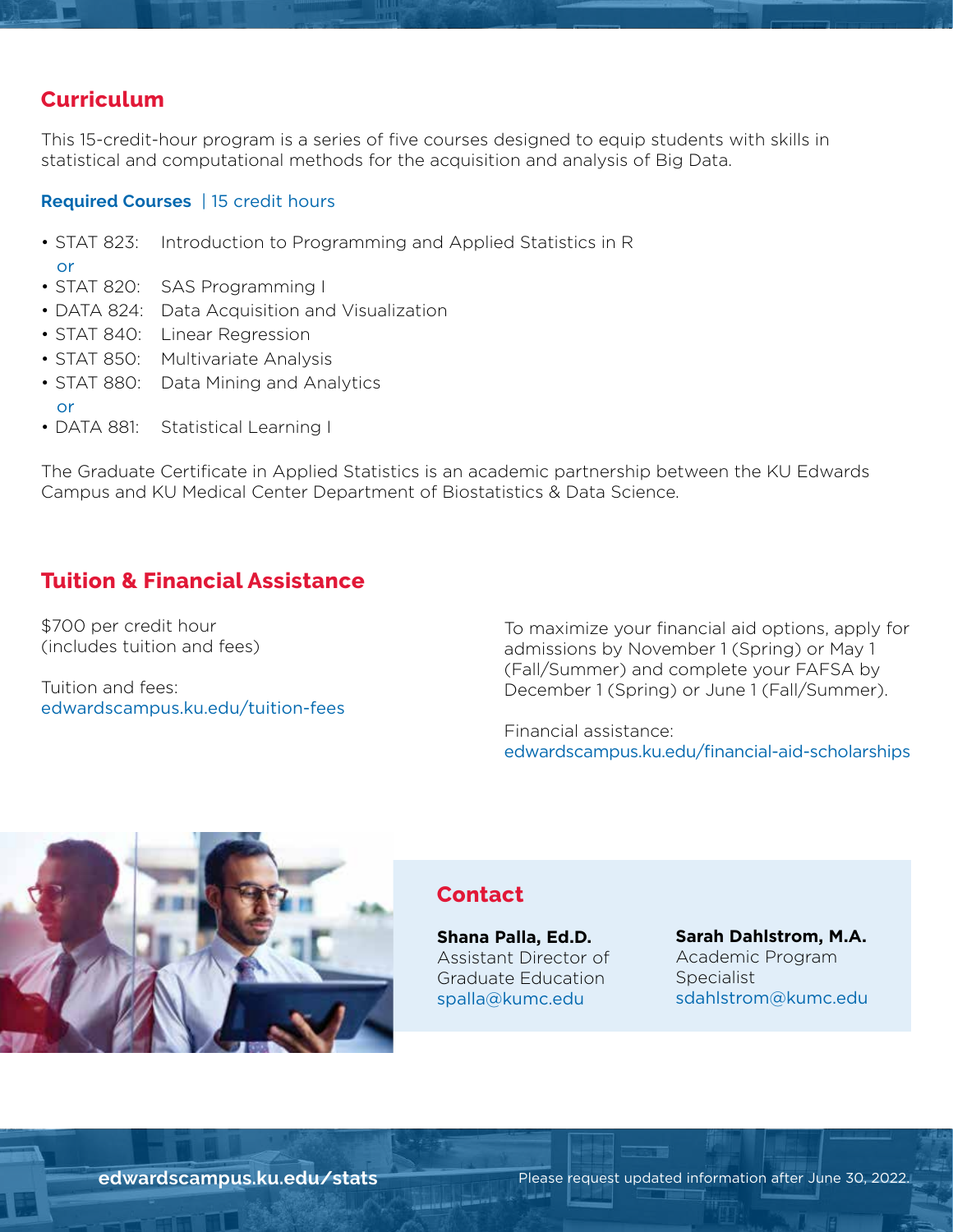## Curriculum

This 15-credit-hour program is a series of five courses designed to equip students with skills in statistical and computational methods for the acquisition and analysis of Big Data.

**Required Courses** | 15 credit hours

- STAT 823: Introduction to Programming and Applied Statistics in R

  or
- STAT 820: SAS Programming I
- DATA 824: Data Acquisition and Visualization
- STAT 840: Linear Regression
- STAT 850: Multivariate Analysis
- STAT 880: Data Mining and Analytics

  or
- DATA 881: Statistical Learning I

The Graduate Certificate in Applied Statistics is an academic partnership between the KU Edwards Campus and KU Medical Center Department of Biostatistics & Data Science.

## Tuition & Financial Assistance

$700 per credit hour
(includes tuition and fees)

Tuition and fees:
edwardscampus.ku.edu/tuition-fees

To maximize your financial aid options, apply for admissions by November 1 (Spring) or May 1 (Fall/Summer) and complete your FAFSA by December 1 (Spring) or June 1 (Fall/Summer).

Financial assistance:
edwardscampus.ku.edu/financial-aid-scholarships

## Contact

**Shana Palla, Ed.D.**
Assistant Director of Graduate Education
spalla@kumc.edu

**Sarah Dahlstrom, M.A.**
Academic Program Specialist
sdahlstrom@kumc.edu

**edwardscampus.ku.edu/stats**

Please request updated information after June 30, 2022.